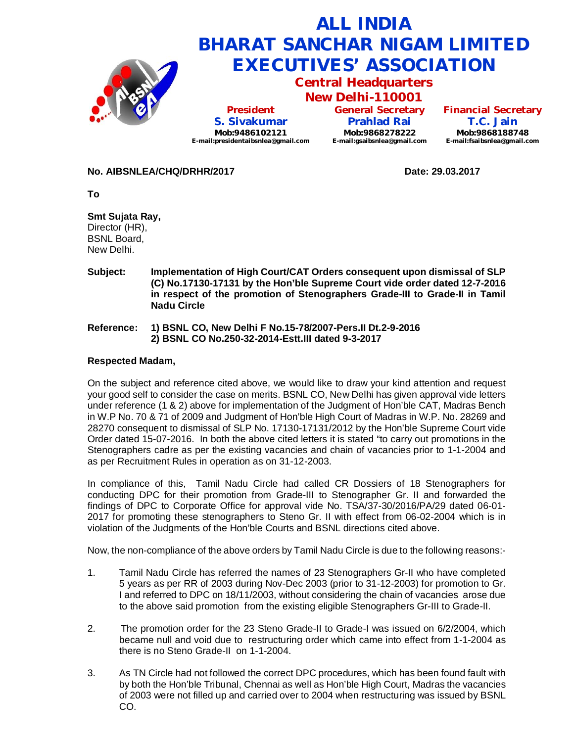# ALL INDIA BHARAT SANCHAR NIGAM LIMITED EXECUTIVES' ASSOCIATION

## Central Headquarters
## New Delhi-110001

| President | General Secretary | Financial Secretary |
|---|---|---|
| S. Sivakumar | Prahlad Rai | T.C. Jain |
| Mob:9486102121 | Mob:9868278222 | Mob:9868188748 |
| E-mail:presidentaibsnlea@gmail.com | E-mail:gsaibsnlea@gmail.com | E-mail:fsaibsnlea@gmail.com |

**No. AIBSNLEA/CHQ/DRHR/2017** **Date: 29.03.2017**

**To**

**Smt Sujata Ray,**
Director (HR),
BSNL Board,
New Delhi.

**Subject:** **Implementation of High Court/CAT Orders consequent upon dismissal of SLP (C) No.17130-17131 by the Hon'ble Supreme Court vide order dated 12-7-2016 in respect of the promotion of Stenographers Grade-III to Grade-II in Tamil Nadu Circle**

**Reference:** **1) BSNL CO, New Delhi F No.15-78/2007-Pers.II Dt.2-9-2016**
**2) BSNL CO No.250-32-2014-Estt.III dated 9-3-2017**

**Respected Madam,**

On the subject and reference cited above, we would like to draw your kind attention and request your good self to consider the case on merits. BSNL CO, New Delhi has given approval vide letters under reference (1 & 2) above for implementation of the Judgment of Hon'ble CAT, Madras Bench in W.P No. 70 & 71 of 2009 and Judgment of Hon'ble High Court of Madras in W.P. No. 28269 and 28270 consequent to dismissal of SLP No. 17130-17131/2012 by the Hon'ble Supreme Court vide Order dated 15-07-2016. In both the above cited letters it is stated "to carry out promotions in the Stenographers cadre as per the existing vacancies and chain of vacancies prior to 1-1-2004 and as per Recruitment Rules in operation as on 31-12-2003.

In compliance of this, Tamil Nadu Circle had called CR Dossiers of 18 Stenographers for conducting DPC for their promotion from Grade-III to Stenographer Gr. II and forwarded the findings of DPC to Corporate Office for approval vide No. TSA/37-30/2016/PA/29 dated 06-01-2017 for promoting these stenographers to Steno Gr. II with effect from 06-02-2004 which is in violation of the Judgments of the Hon'ble Courts and BSNL directions cited above.

Now, the non-compliance of the above orders by Tamil Nadu Circle is due to the following reasons:-

1. Tamil Nadu Circle has referred the names of 23 Stenographers Gr-II who have completed 5 years as per RR of 2003 during Nov-Dec 2003 (prior to 31-12-2003) for promotion to Gr. I and referred to DPC on 18/11/2003, without considering the chain of vacancies arose due to the above said promotion from the existing eligible Stenographers Gr-III to Grade-II.

2. The promotion order for the 23 Steno Grade-II to Grade-I was issued on 6/2/2004, which became null and void due to restructuring order which came into effect from 1-1-2004 as there is no Steno Grade-II on 1-1-2004.

3. As TN Circle had not followed the correct DPC procedures, which has been found fault with by both the Hon'ble Tribunal, Chennai as well as Hon'ble High Court, Madras the vacancies of 2003 were not filled up and carried over to 2004 when restructuring was issued by BSNL CO.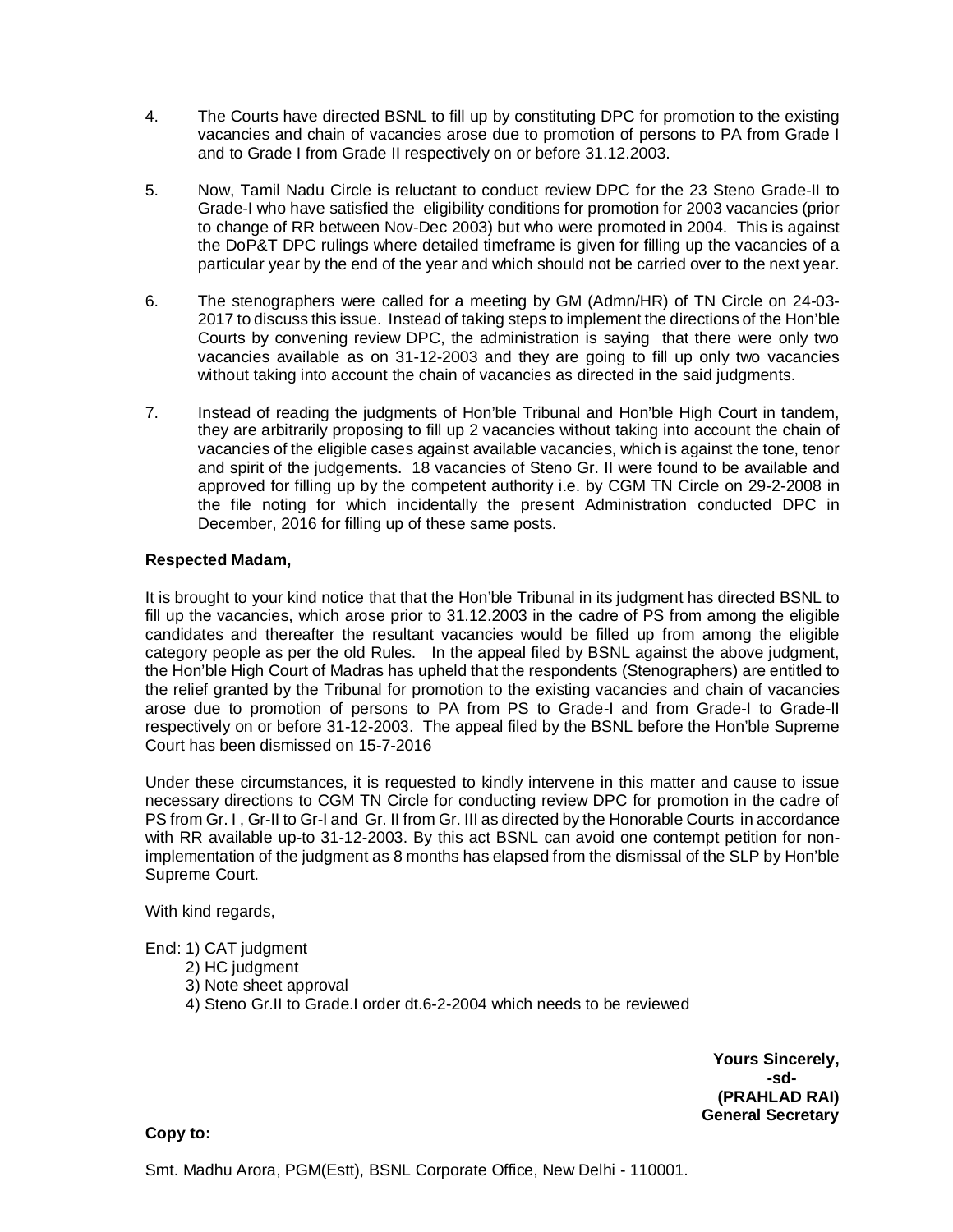4. The Courts have directed BSNL to fill up by constituting DPC for promotion to the existing vacancies and chain of vacancies arose due to promotion of persons to PA from Grade I and to Grade I from Grade II respectively on or before 31.12.2003.

5. Now, Tamil Nadu Circle is reluctant to conduct review DPC for the 23 Steno Grade-II to Grade-I who have satisfied the eligibility conditions for promotion for 2003 vacancies (prior to change of RR between Nov-Dec 2003) but who were promoted in 2004. This is against the DoP&T DPC rulings where detailed timeframe is given for filling up the vacancies of a particular year by the end of the year and which should not be carried over to the next year.

6. The stenographers were called for a meeting by GM (Admn/HR) of TN Circle on 24-03-2017 to discuss this issue. Instead of taking steps to implement the directions of the Hon'ble Courts by convening review DPC, the administration is saying that there were only two vacancies available as on 31-12-2003 and they are going to fill up only two vacancies without taking into account the chain of vacancies as directed in the said judgments.

7. Instead of reading the judgments of Hon'ble Tribunal and Hon'ble High Court in tandem, they are arbitrarily proposing to fill up 2 vacancies without taking into account the chain of vacancies of the eligible cases against available vacancies, which is against the tone, tenor and spirit of the judgements. 18 vacancies of Steno Gr. II were found to be available and approved for filling up by the competent authority i.e. by CGM TN Circle on 29-2-2008 in the file noting for which incidentally the present Administration conducted DPC in December, 2016 for filling up of these same posts.

**Respected Madam,**

It is brought to your kind notice that that the Hon'ble Tribunal in its judgment has directed BSNL to fill up the vacancies, which arose prior to 31.12.2003 in the cadre of PS from among the eligible candidates and thereafter the resultant vacancies would be filled up from among the eligible category people as per the old Rules. In the appeal filed by BSNL against the above judgment, the Hon'ble High Court of Madras has upheld that the respondents (Stenographers) are entitled to the relief granted by the Tribunal for promotion to the existing vacancies and chain of vacancies arose due to promotion of persons to PA from PS to Grade-I and from Grade-I to Grade-II respectively on or before 31-12-2003. The appeal filed by the BSNL before the Hon'ble Supreme Court has been dismissed on 15-7-2016

Under these circumstances, it is requested to kindly intervene in this matter and cause to issue necessary directions to CGM TN Circle for conducting review DPC for promotion in the cadre of PS from Gr. I , Gr-II to Gr-I and Gr. II from Gr. III as directed by the Honorable Courts in accordance with RR available up-to 31-12-2003. By this act BSNL can avoid one contempt petition for non-implementation of the judgment as 8 months has elapsed from the dismissal of the SLP by Hon'ble Supreme Court.

With kind regards,

Encl: 1) CAT judgment
2) HC judgment
3) Note sheet approval
4) Steno Gr.II to Grade.I order dt.6-2-2004 which needs to be reviewed

**Yours Sincerely,**
**-sd-**
**(PRAHLAD RAI)**
**General Secretary**

**Copy to:**

Smt. Madhu Arora, PGM(Estt), BSNL Corporate Office, New Delhi - 110001.